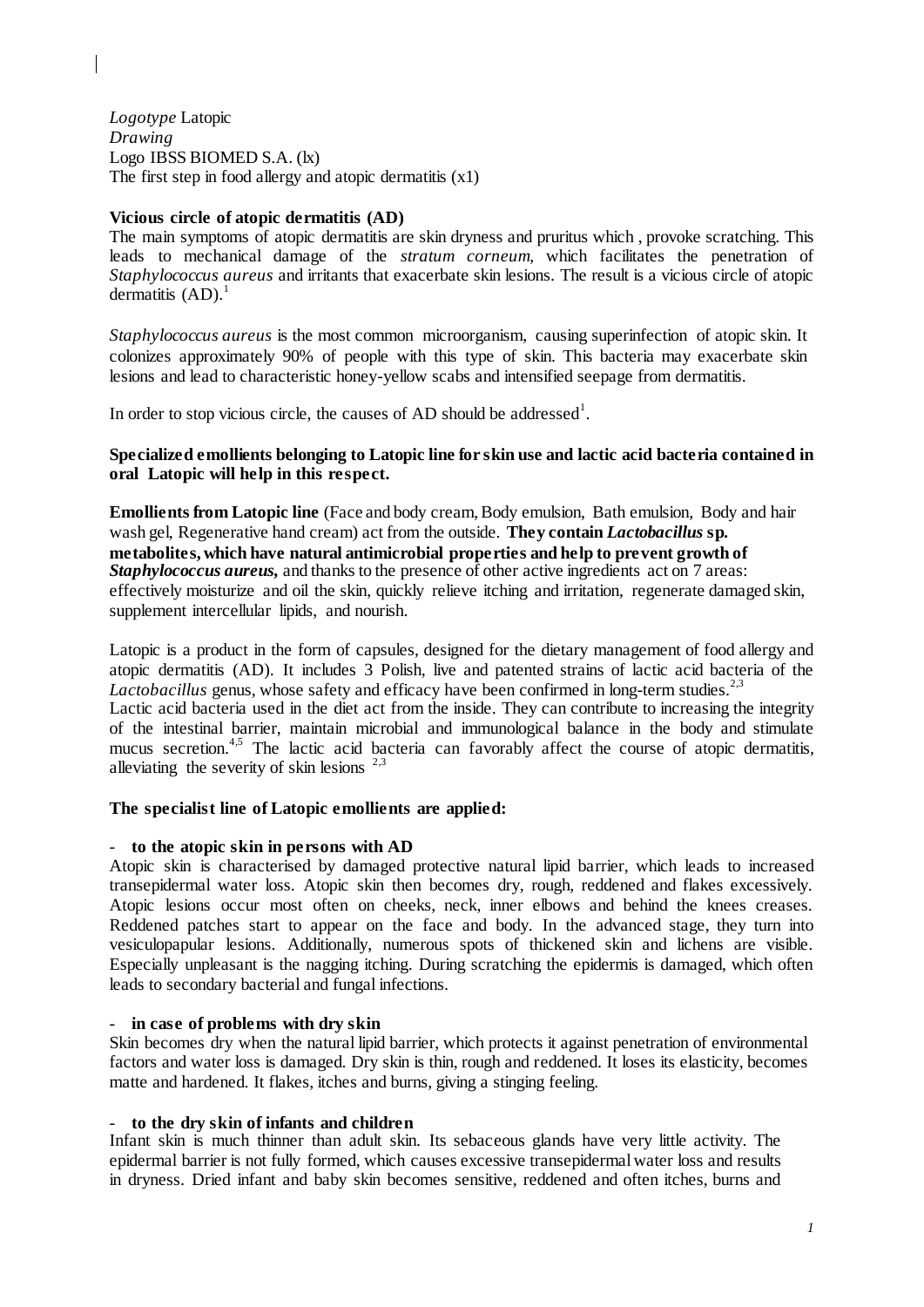*Logotype* Latopic
*Drawing*
Logo IBSS BIOMED S.A. (lx)
The first step in food allergy and atopic dermatitis (x1)

**Vicious circle of atopic dermatitis (AD)**

The main symptoms of atopic dermatitis are skin dryness and pruritus which , provoke scratching. This leads to mechanical damage of the *stratum corneum*, which facilitates the penetration of *Staphylococcus aureus* and irritants that exacerbate skin lesions. The result is a vicious circle of atopic dermatitis (AD).[1]

*Staphylococcus aureus* is the most common microorganism, causing superinfection of atopic skin. It colonizes approximately 90% of people with this type of skin. This bacteria may exacerbate skin lesions and lead to characteristic honey-yellow scabs and intensified seepage from dermatitis.

In order to stop vicious circle, the causes of AD should be addressed[1].

**Specialized emollients belonging to Latopic line for skin use and lactic acid bacteria contained in oral Latopic will help in this respect.**

**Emollients from Latopic line** (Face and body cream, Body emulsion, Bath emulsion, Body and hair wash gel, Regenerative hand cream) act from the outside. **They contain *Lactobacillus* sp. metabolites, which have natural antimicrobial properties and help to prevent growth of *Staphylococcus aureus*,** and thanks to the presence of other active ingredients act on 7 areas: effectively moisturize and oil the skin, quickly relieve itching and irritation, regenerate damaged skin, supplement intercellular lipids, and nourish.

Latopic is a product in the form of capsules, designed for the dietary management of food allergy and atopic dermatitis (AD). It includes 3 Polish, live and patented strains of lactic acid bacteria of the *Lactobacillus* genus, whose safety and efficacy have been confirmed in long-term studies.[2,3]
Lactic acid bacteria used in the diet act from the inside. They can contribute to increasing the integrity of the intestinal barrier, maintain microbial and immunological balance in the body and stimulate mucus secretion.[4,5] The lactic acid bacteria can favorably affect the course of atopic dermatitis, alleviating the severity of skin lesions [2,3]

**The specialist line of Latopic emollients are applied:**

- **to the atopic skin in persons with AD**

Atopic skin is characterised by damaged protective natural lipid barrier, which leads to increased transepidermal water loss. Atopic skin then becomes dry, rough, reddened and flakes excessively. Atopic lesions occur most often on cheeks, neck, inner elbows and behind the knees creases. Reddened patches start to appear on the face and body. In the advanced stage, they turn into vesiculopapular lesions. Additionally, numerous spots of thickened skin and lichens are visible. Especially unpleasant is the nagging itching. During scratching the epidermis is damaged, which often leads to secondary bacterial and fungal infections.

- **in case of problems with dry skin**

Skin becomes dry when the natural lipid barrier, which protects it against penetration of environmental factors and water loss is damaged. Dry skin is thin, rough and reddened. It loses its elasticity, becomes matte and hardened. It flakes, itches and burns, giving a stinging feeling.

- **to the dry skin of infants and children**

Infant skin is much thinner than adult skin. Its sebaceous glands have very little activity. The epidermal barrier is not fully formed, which causes excessive transepidermal water loss and results in dryness. Dried infant and baby skin becomes sensitive, reddened and often itches, burns and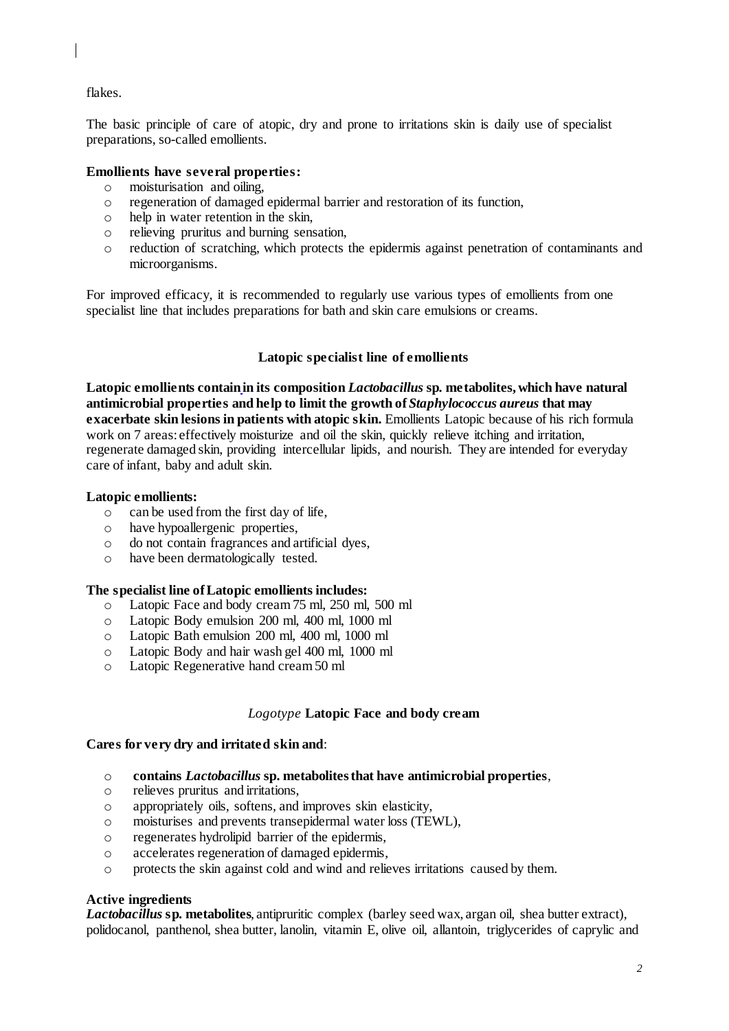flakes.

The basic principle of care of atopic, dry and prone to irritations skin is daily use of specialist preparations, so-called emollients.

**Emollients have several properties:**

- moisturisation and oiling,
- regeneration of damaged epidermal barrier and restoration of its function,
- help in water retention in the skin,
- relieving pruritus and burning sensation,
- reduction of scratching, which protects the epidermis against penetration of contaminants and microorganisms.

For improved efficacy, it is recommended to regularly use various types of emollients from one specialist line that includes preparations for bath and skin care emulsions or creams.

### Latopic specialist line of emollients

**Latopic emollients contain in its composition *Lactobacillus* sp. metabolites, which have natural antimicrobial properties and help to limit the growth of *Staphylococcus aureus* that may exacerbate skin lesions in patients with atopic skin.** Emollients Latopic because of his rich formula work on 7 areas: effectively moisturize and oil the skin, quickly relieve itching and irritation, regenerate damaged skin, providing intercellular lipids, and nourish. They are intended for everyday care of infant, baby and adult skin.

**Latopic emollients:**

- can be used from the first day of life,
- have hypoallergenic properties,
- do not contain fragrances and artificial dyes,
- have been dermatologically tested.

**The specialist line of Latopic emollients includes:**

- Latopic Face and body cream 75 ml, 250 ml, 500 ml
- Latopic Body emulsion 200 ml, 400 ml, 1000 ml
- Latopic Bath emulsion 200 ml, 400 ml, 1000 ml
- Latopic Body and hair wash gel 400 ml, 1000 ml
- Latopic Regenerative hand cream 50 ml

### *Logotype* Latopic Face and body cream

**Cares for very dry and irritated skin and**:

- **contains *Lactobacillus* sp. metabolites that have antimicrobial properties**,
- relieves pruritus and irritations,
- appropriately oils, softens, and improves skin elasticity,
- moisturises and prevents transepidermal water loss (TEWL),
- regenerates hydrolipid barrier of the epidermis,
- accelerates regeneration of damaged epidermis,
- protects the skin against cold and wind and relieves irritations caused by them.

**Active ingredients**

***Lactobacillus* sp. metabolites**, antipruritic complex (barley seed wax, argan oil, shea butter extract), polidocanol, panthenol, shea butter, lanolin, vitamin E, olive oil, allantoin, triglycerides of caprylic and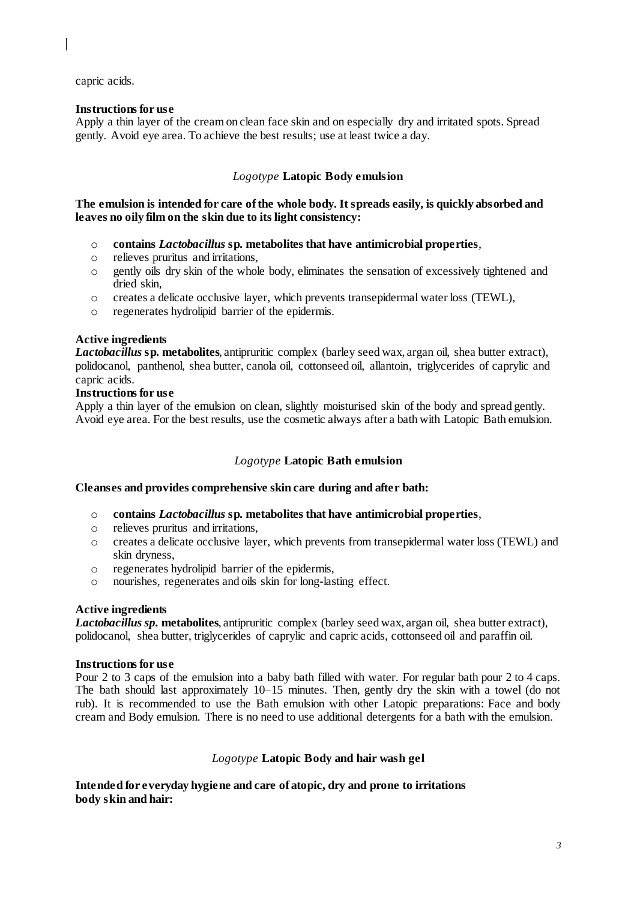capric acids.

**Instructions for use**
Apply a thin layer of the cream on clean face skin and on especially dry and irritated spots. Spread gently. Avoid eye area. To achieve the best results; use at least twice a day.

## *Logotype* **Latopic Body emulsion**

**The emulsion is intended for care of the whole body. It spreads easily, is quickly absorbed and leaves no oily film on the skin due to its light consistency:**

- **contains *Lactobacillus* sp. metabolites that have antimicrobial properties**,
- relieves pruritus and irritations,
- gently oils dry skin of the whole body, eliminates the sensation of excessively tightened and dried skin,
- creates a delicate occlusive layer, which prevents transepidermal water loss (TEWL),
- regenerates hydrolipid barrier of the epidermis.

**Active ingredients**
***Lactobacillus* sp. metabolites**, antipruritic complex (barley seed wax, argan oil, shea butter extract), polidocanol, panthenol, shea butter, canola oil, cottonseed oil, allantoin, triglycerides of caprylic and capric acids.

**Instructions for use**
Apply a thin layer of the emulsion on clean, slightly moisturised skin of the body and spread gently. Avoid eye area. For the best results, use the cosmetic always after a bath with Latopic Bath emulsion.

## *Logotype* **Latopic Bath emulsion**

**Cleanses and provides comprehensive skin care during and after bath:**

- **contains *Lactobacillus* sp. metabolites that have antimicrobial properties**,
- relieves pruritus and irritations,
- creates a delicate occlusive layer, which prevents from transepidermal water loss (TEWL) and skin dryness,
- regenerates hydrolipid barrier of the epidermis,
- nourishes, regenerates and oils skin for long-lasting effect.

**Active ingredients**
***Lactobacillus sp.* metabolites**, antipruritic complex (barley seed wax, argan oil, shea butter extract), polidocanol, shea butter, triglycerides of caprylic and capric acids, cottonseed oil and paraffin oil.

**Instructions for use**
Pour 2 to 3 caps of the emulsion into a baby bath filled with water. For regular bath pour 2 to 4 caps. The bath should last approximately 10–15 minutes. Then, gently dry the skin with a towel (do not rub). It is recommended to use the Bath emulsion with other Latopic preparations: Face and body cream and Body emulsion. There is no need to use additional detergents for a bath with the emulsion.

## *Logotype* **Latopic Body and hair wash gel**

**Intended for everyday hygiene and care of atopic, dry and prone to irritations body skin and hair:**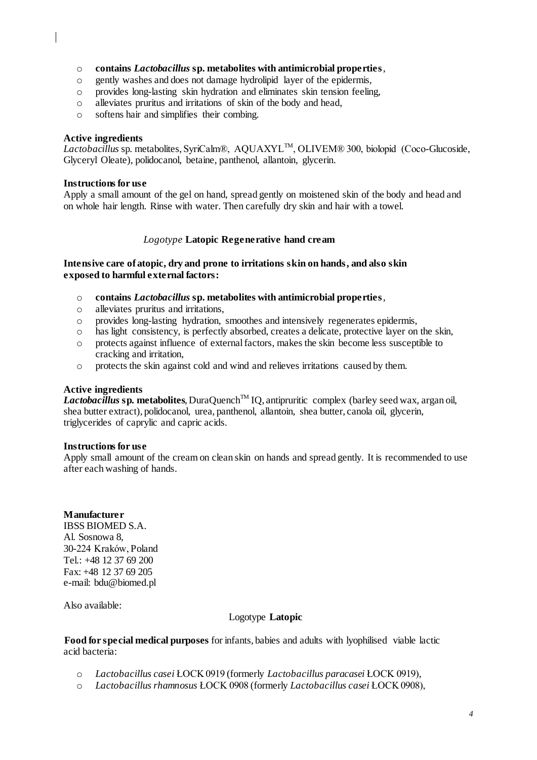- **contains *Lactobacillus* sp. metabolites with antimicrobial properties**,
- gently washes and does not damage hydrolipid layer of the epidermis,
- provides long-lasting skin hydration and eliminates skin tension feeling,
- alleviates pruritus and irritations of skin of the body and head,
- softens hair and simplifies their combing.

**Active ingredients**

*Lactobacillus* sp. metabolites, SyriCalm®, AQUAXYL™, OLIVEM® 300, biolopid (Coco-Glucoside, Glyceryl Oleate), polidocanol, betaine, panthenol, allantoin, glycerin.

**Instructions for use**

Apply a small amount of the gel on hand, spread gently on moistened skin of the body and head and on whole hair length. Rinse with water. Then carefully dry skin and hair with a towel.

*Logotype* **Latopic Regenerative hand cream**

**Intensive care of atopic, dry and prone to irritations skin on hands, and also skin exposed to harmful external factors:**

- **contains *Lactobacillus* sp. metabolites with antimicrobial properties**,
- alleviates pruritus and irritations,
- provides long-lasting hydration, smoothes and intensively regenerates epidermis,
- has light consistency, is perfectly absorbed, creates a delicate, protective layer on the skin,
- protects against influence of external factors, makes the skin become less susceptible to cracking and irritation,
- protects the skin against cold and wind and relieves irritations caused by them.

**Active ingredients**

***Lactobacillus* sp. metabolites**, DuraQuench™ IQ, antipruritic complex (barley seed wax, argan oil, shea butter extract), polidocanol, urea, panthenol, allantoin, shea butter, canola oil, glycerin, triglycerides of caprylic and capric acids.

**Instructions for use**

Apply small amount of the cream on clean skin on hands and spread gently. It is recommended to use after each washing of hands.

**Manufacturer**

IBSS BIOMED S.A.
Al. Sosnowa 8,
30-224 Kraków, Poland
Tel.: +48 12 37 69 200
Fax: +48 12 37 69 205
e-mail: bdu@biomed.pl

Also available:

Logotype **Latopic**

**Food for special medical purposes** for infants, babies and adults with lyophilised viable lactic acid bacteria:

- *Lactobacillus casei* ŁOCK 0919 (formerly *Lactobacillus paracasei* ŁOCK 0919),
- *Lactobacillus rhamnosus* ŁOCK 0908 (formerly *Lactobacillus casei* ŁOCK 0908),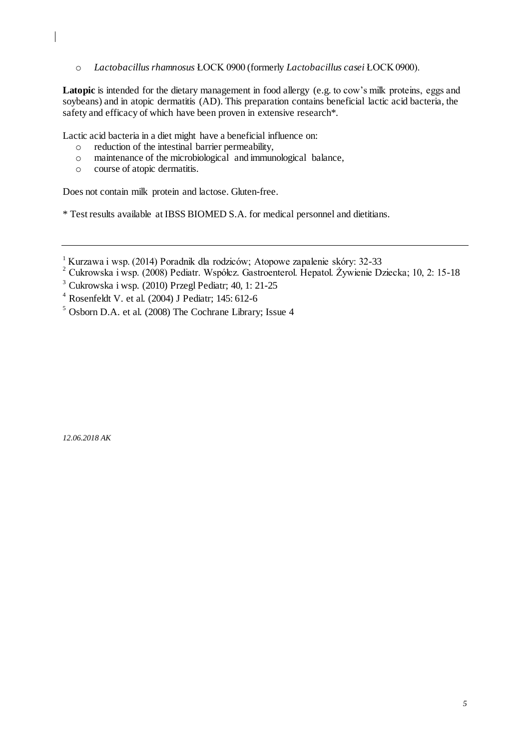- *Lactobacillus rhamnosus* ŁOCK 0900 (formerly *Lactobacillus casei* ŁOCK 0900).

**Latopic** is intended for the dietary management in food allergy (e.g. to cow's milk proteins, eggs and soybeans) and in atopic dermatitis (AD). This preparation contains beneficial lactic acid bacteria, the safety and efficacy of which have been proven in extensive research*.

Lactic acid bacteria in a diet might have a beneficial influence on:

- reduction of the intestinal barrier permeability,
- maintenance of the microbiological and immunological balance,
- course of atopic dermatitis.

Does not contain milk protein and lactose. Gluten-free.

* Test results available at IBSS BIOMED S.A. for medical personnel and dietitians.

---

[1] Kurzawa i wsp. (2014) Poradnik dla rodziców; Atopowe zapalenie skóry: 32-33

[2] Cukrowska i wsp. (2008) Pediatr. Współcz. Gastroenterol. Hepatol. Żywienie Dziecka; 10, 2: 15-18

[3] Cukrowska i wsp. (2010) Przegl Pediatr; 40, 1: 21-25

[4] Rosenfeldt V. et al. (2004) J Pediatr; 145: 612-6

[5] Osborn D.A. et al. (2008) The Cochrane Library; Issue 4

*12.06.2018 AK*